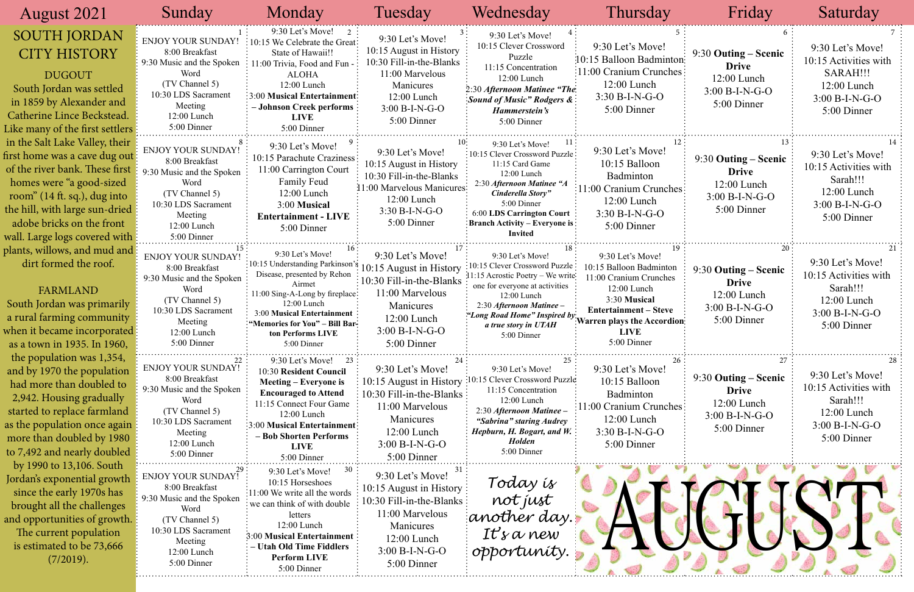# August 2021

## SOUTH JORDAN CITY HISTORY

### DUGOUT

South Jordan was settled in 1859 by Alexander and Catherine Lince Beckstead. Like many of the first settlers in the Salt Lake Valley, their first home was a cave dug out of the river bank. These first homes were "a good-sized room" (14 ft. sq.), dug into the hill, with large sun-dried adobe bricks on the front wall. Large logs covered with plants, willows, and mud and dirt formed the roof.

### FARMLAND

South Jordan was primarily a rural farming community when it became incorporated as a town in 1935. In 1960, the population was 1,354, and by 1970 the population had more than doubled to 2,942. Housing gradually started to replace farmland as the population once again more than doubled by 1980 to 7,492 and nearly doubled by 1990 to 13,106. South Jordan's exponential growth since the early 1970s has brought all the challenges and opportunities of growth. The current population is estimated to be 73,666 (7/2019).

| Sunday | Monday | Tuesday | Wednesday | Thursday | Friday | Saturday |
|---|---|---|---|---|---|---|
| **1** ENJOY YOUR SUNDAY! 8:00 Breakfast 9:30 Music and the Spoken Word (TV Channel 5) 10:30 LDS Sacrament Meeting 12:00 Lunch 5:00 Dinner | **2** 9:30 Let's Move! 10:15 We Celebrate the Great State of Hawaii!! 11:00 Trivia, Food and Fun - ALOHA 12:00 Lunch 3:00 **Musical Entertainment – Johnson Creek performs LIVE** 5:00 Dinner | **3** 9:30 Let's Move! 10:15 August in History 10:30 Fill-in-the-Blanks 11:00 Marvelous Manicures 12:00 Lunch 3:00 B-I-N-G-O 5:00 Dinner | **4** 9:30 Let's Move! 10:15 Clever Crossword Puzzle 11:15 Concentration 12:00 Lunch 2:30 ***Afternoon Matinee "The Sound of Music" Rodgers & Hammerstein's*** 5:00 Dinner | **5** 9:30 Let's Move! 10:15 Balloon Badminton 11:00 Cranium Crunches 12:00 Lunch 3:30 B-I-N-G-O 5:00 Dinner | **6** 9:30 **Outing – Scenic Drive** 12:00 Lunch 3:00 B-I-N-G-O 5:00 Dinner | **7** 9:30 Let's Move! 10:15 Activities with SARAH!!! 12:00 Lunch 3:00 B-I-N-G-O 5:00 Dinner |
| **8** ENJOY YOUR SUNDAY! 8:00 Breakfast 9:30 Music and the Spoken Word (TV Channel 5) 10:30 LDS Sacrament Meeting 12:00 Lunch 5:00 Dinner | **9** 9:30 Let's Move! 10:15 Parachute Craziness 11:00 Carrington Court Family Feud 12:00 Lunch 3:00 **Musical Entertainment - LIVE** 5:00 Dinner | **10** 9:30 Let's Move! 10:15 August in History 10:30 Fill-in-the-Blanks 11:00 Marvelous Manicures 12:00 Lunch 3:30 B-I-N-G-O 5:00 Dinner | **11** 9:30 Let's Move! 10:15 Clever Crossword Puzzle 11:15 Card Game 12:00 Lunch 2:30 ***Afternoon Matinee "A Cinderella Story"*** 5:00 Dinner 6:00 **LDS Carrington Court Branch Activity – Everyone is Invited** | **12** 9:30 Let's Move! 10:15 Balloon Badminton 11:00 Cranium Crunches 12:00 Lunch 3:30 B-I-N-G-O 5:00 Dinner | **13** 9:30 **Outing – Scenic Drive** 12:00 Lunch 3:00 B-I-N-G-O 5:00 Dinner | **14** 9:30 Let's Move! 10:15 Activities with Sarah!!! 12:00 Lunch 3:00 B-I-N-G-O 5:00 Dinner |
| **15** ENJOY YOUR SUNDAY! 8:00 Breakfast 9:30 Music and the Spoken Word (TV Channel 5) 10:30 LDS Sacrament Meeting 12:00 Lunch 5:00 Dinner | **16** 9:30 Let's Move! 10:15 Understanding Parkinson's Disease, presented by Rehon Airmet 11:00 Sing-A-Long by fireplace 12:00 Lunch 3:00 **Musical Entertainment "Memories for You" – Bill Barton Performs LIVE** 5:00 Dinner | **17** 9:30 Let's Move! 10:15 August in History 10:30 Fill-in-the-Blanks 11:00 Marvelous Manicures 12:00 Lunch 3:00 B-I-N-G-O 5:00 Dinner | **18** 9:30 Let's Move! 10:15 Clever Crossword Puzzle 11:15 Acrostic Poetry – We write one for everyone at activities 12:00 Lunch 2:30 ***Afternoon Matinee – "Long Road Home" Inspired by a true story in UTAH*** 5:00 Dinner | **19** 9:30 Let's Move! 10:15 Balloon Badminton 11:00 Cranium Crunches 12:00 Lunch 3:30 **Musical Entertainment – Steve Warren plays the Accordion LIVE** 5:00 Dinner | **20** 9:30 **Outing – Scenic Drive** 12:00 Lunch 3:00 B-I-N-G-O 5:00 Dinner | **21** 9:30 Let's Move! 10:15 Activities with Sarah!!! 12:00 Lunch 3:00 B-I-N-G-O 5:00 Dinner |
| **22** ENJOY YOUR SUNDAY! 8:00 Breakfast 9:30 Music and the Spoken Word (TV Channel 5) 10:30 LDS Sacrament Meeting 12:00 Lunch 5:00 Dinner | **23** 9:30 Let's Move! 10:30 **Resident Council Meeting – Everyone is Encouraged to Attend** 11:15 Connect Four Game 12:00 Lunch 3:00 **Musical Entertainment – Bob Shorten Performs LIVE** 5:00 Dinner | **24** 9:30 Let's Move! 10:15 August in History 10:30 Fill-in-the-Blanks 11:00 Marvelous Manicures 12:00 Lunch 3:00 B-I-N-G-O 5:00 Dinner | **25** 9:30 Let's Move! 10:15 Clever Crossword Puzzle 11:15 Concentration 12:00 Lunch 2:30 ***Afternoon Matinee – "Sabrina" staring Audrey Hepburn, H. Bogart, and W. Holden*** 5:00 Dinner | **26** 9:30 Let's Move! 10:15 Balloon Badminton 11:00 Cranium Crunches 12:00 Lunch 3:30 B-I-N-G-O 5:00 Dinner | **27** 9:30 **Outing – Scenic Drive** 12:00 Lunch 3:00 B-I-N-G-O 5:00 Dinner | **28** 9:30 Let's Move! 10:15 Activities with Sarah!!! 12:00 Lunch 3:00 B-I-N-G-O 5:00 Dinner |
| **29** ENJOY YOUR SUNDAY! 8:00 Breakfast 9:30 Music and the Spoken Word (TV Channel 5) 10:30 LDS Sacrament Meeting 12:00 Lunch 5:00 Dinner | **30** 9:30 Let's Move! 10:15 Horseshoes 11:00 We write all the words we can think of with double letters 12:00 Lunch 3:00 **Musical Entertainment – Utah Old Time Fiddlers Perform LIVE** 5:00 Dinner | **31** 9:30 Let's Move! 10:15 August in History 10:30 Fill-in-the-Blanks 11:00 Marvelous Manicures 12:00 Lunch 3:00 B-I-N-G-O 5:00 Dinner | *Today is not just another day. It's a new opportunity.* | AUGUST | | |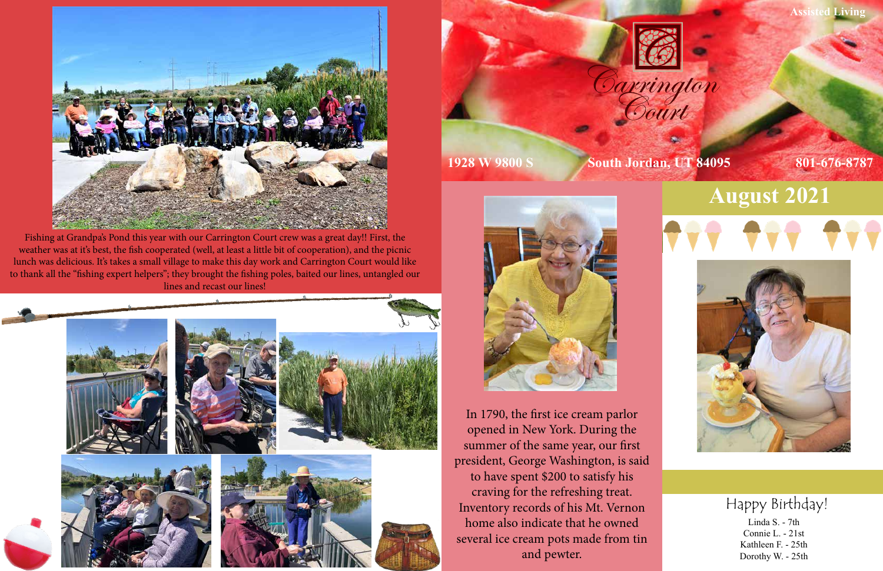Fishing at Grandpa's Pond this year with our Carrington Court crew was a great day!! First, the weather was at it's best, the fish cooperated (well, at least a little bit of cooperation), and the picnic lunch was delicious. It's takes a small village to make this day work and Carrington Court would like to thank all the "fishing expert helpers"; they brought the fishing poles, baited our lines, untangled our lines and recast our lines!

Assisted Living

# Carrington Court

1928 W 9800 S

South Jordan, UT 84095

801-676-8787

## August 2021

In 1790, the first ice cream parlor opened in New York. During the summer of the same year, our first president, George Washington, is said to have spent $200 to satisfy his craving for the refreshing treat. Inventory records of his Mt. Vernon home also indicate that he owned several ice cream pots made from tin and pewter.

## Happy Birthday!

Linda S. - 7th
Connie L. - 21st
Kathleen F. - 25th
Dorothy W. - 25th